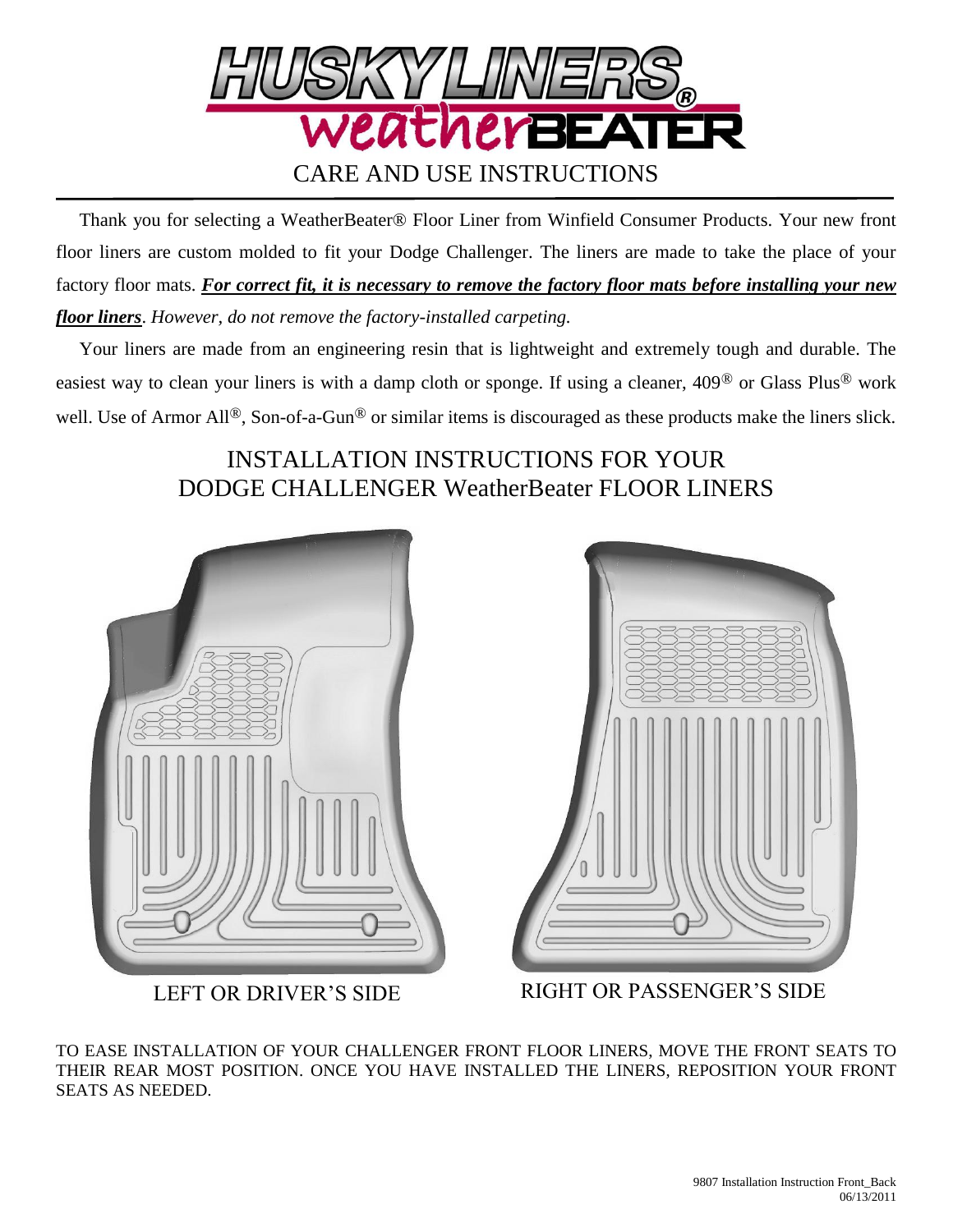# HUSKY LINERS® weatherBEATER

## CARE AND USE INSTRUCTIONS

Thank you for selecting a WeatherBeater® Floor Liner from Winfield Consumer Products. Your new front floor liners are custom molded to fit your Dodge Challenger. The liners are made to take the place of your factory floor mats. ***For correct fit, it is necessary to remove the factory floor mats before installing your new floor liners***. *However, do not remove the factory-installed carpeting.*

Your liners are made from an engineering resin that is lightweight and extremely tough and durable. The easiest way to clean your liners is with a damp cloth or sponge. If using a cleaner, 409® or Glass Plus® work well. Use of Armor All®, Son-of-a-Gun® or similar items is discouraged as these products make the liners slick.

## INSTALLATION INSTRUCTIONS FOR YOUR DODGE CHALLENGER WeatherBeater FLOOR LINERS

LEFT OR DRIVER'S SIDE

RIGHT OR PASSENGER'S SIDE

TO EASE INSTALLATION OF YOUR CHALLENGER FRONT FLOOR LINERS, MOVE THE FRONT SEATS TO THEIR REAR MOST POSITION. ONCE YOU HAVE INSTALLED THE LINERS, REPOSITION YOUR FRONT SEATS AS NEEDED.

9807 Installation Instruction Front_Back
06/13/2011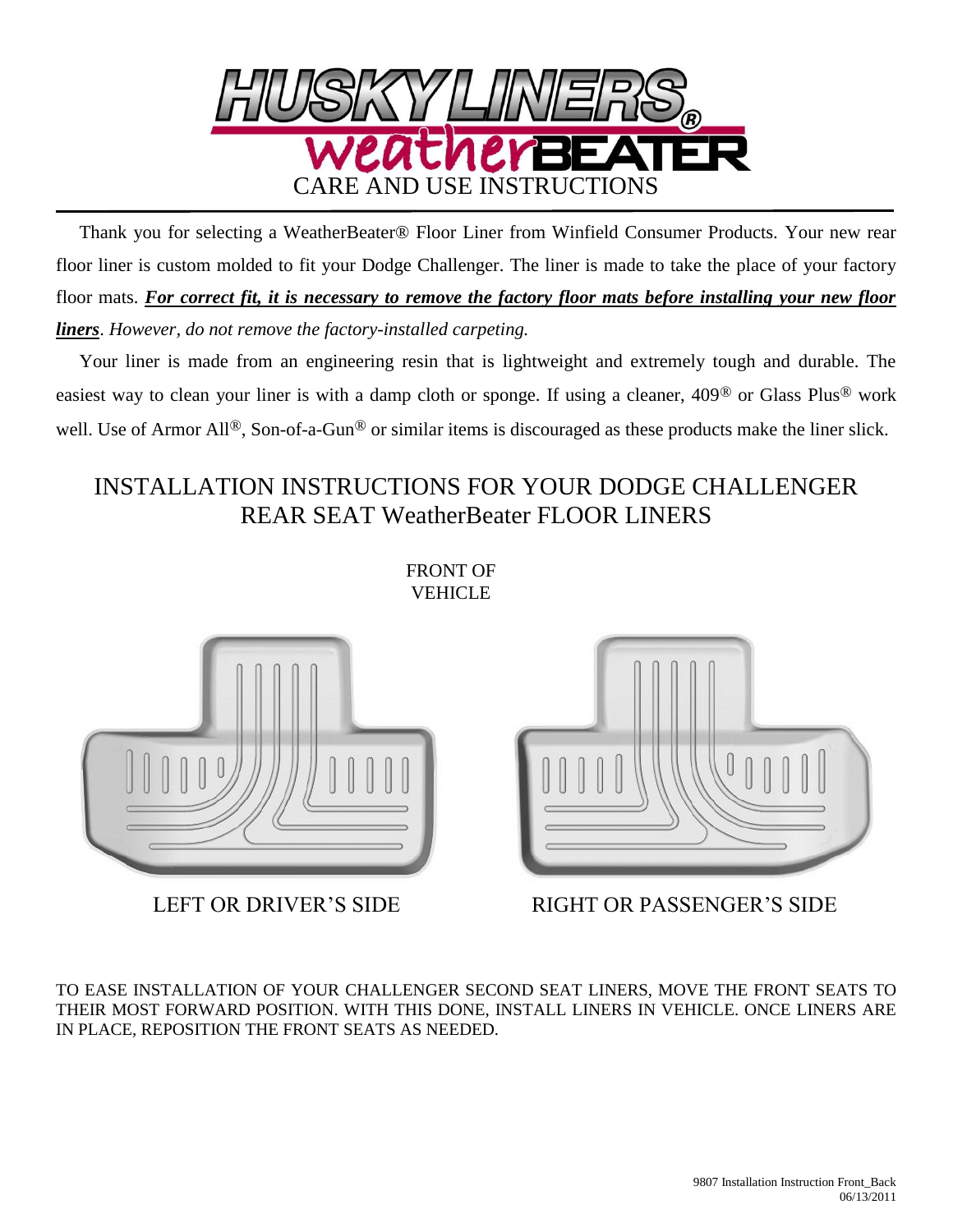# HUSKY LINERS® weatherBEATER

## CARE AND USE INSTRUCTIONS

Thank you for selecting a WeatherBeater® Floor Liner from Winfield Consumer Products. Your new rear floor liner is custom molded to fit your Dodge Challenger. The liner is made to take the place of your factory floor mats. ***For correct fit, it is necessary to remove the factory floor mats before installing your new floor liners***. *However, do not remove the factory-installed carpeting.*

Your liner is made from an engineering resin that is lightweight and extremely tough and durable. The easiest way to clean your liner is with a damp cloth or sponge. If using a cleaner, 409® or Glass Plus® work well. Use of Armor All®, Son-of-a-Gun® or similar items is discouraged as these products make the liner slick.

## INSTALLATION INSTRUCTIONS FOR YOUR DODGE CHALLENGER REAR SEAT WeatherBeater FLOOR LINERS

FRONT OF VEHICLE

LEFT OR DRIVER'S SIDE

RIGHT OR PASSENGER'S SIDE

TO EASE INSTALLATION OF YOUR CHALLENGER SECOND SEAT LINERS, MOVE THE FRONT SEATS TO THEIR MOST FORWARD POSITION. WITH THIS DONE, INSTALL LINERS IN VEHICLE. ONCE LINERS ARE IN PLACE, REPOSITION THE FRONT SEATS AS NEEDED.

9807 Installation Instruction Front_Back
06/13/2011